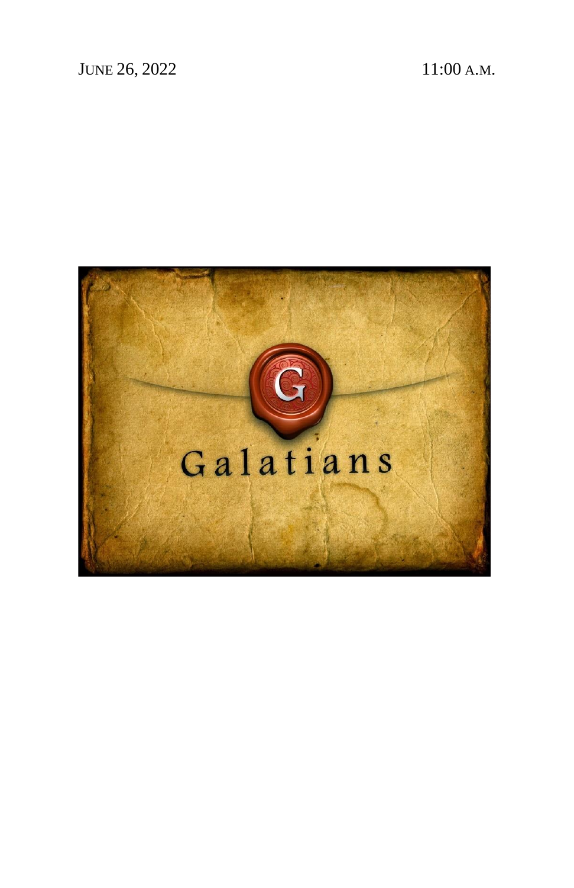JUNE 26, 2022 11:00 A.M.

Galatians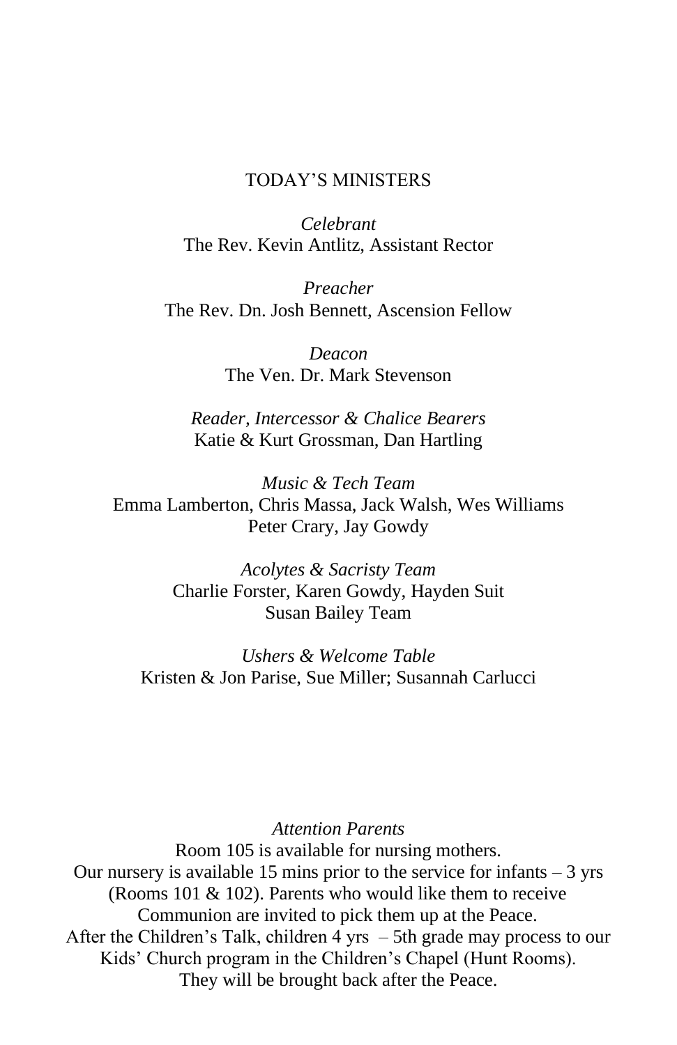## TODAY'S MINISTERS

*Celebrant*
The Rev. Kevin Antlitz, Assistant Rector

*Preacher*
The Rev. Dn. Josh Bennett, Ascension Fellow

*Deacon*
The Ven. Dr. Mark Stevenson

*Reader, Intercessor & Chalice Bearers*
Katie & Kurt Grossman, Dan Hartling

*Music & Tech Team*
Emma Lamberton, Chris Massa, Jack Walsh, Wes Williams
Peter Crary, Jay Gowdy

*Acolytes & Sacristy Team*
Charlie Forster, Karen Gowdy, Hayden Suit
Susan Bailey Team

*Ushers & Welcome Table*
Kristen & Jon Parise, Sue Miller; Susannah Carlucci

*Attention Parents*
Room 105 is available for nursing mothers.
Our nursery is available 15 mins prior to the service for infants – 3 yrs (Rooms 101 & 102). Parents who would like them to receive Communion are invited to pick them up at the Peace.
After the Children's Talk, children 4 yrs – 5th grade may process to our Kids' Church program in the Children's Chapel (Hunt Rooms).
They will be brought back after the Peace.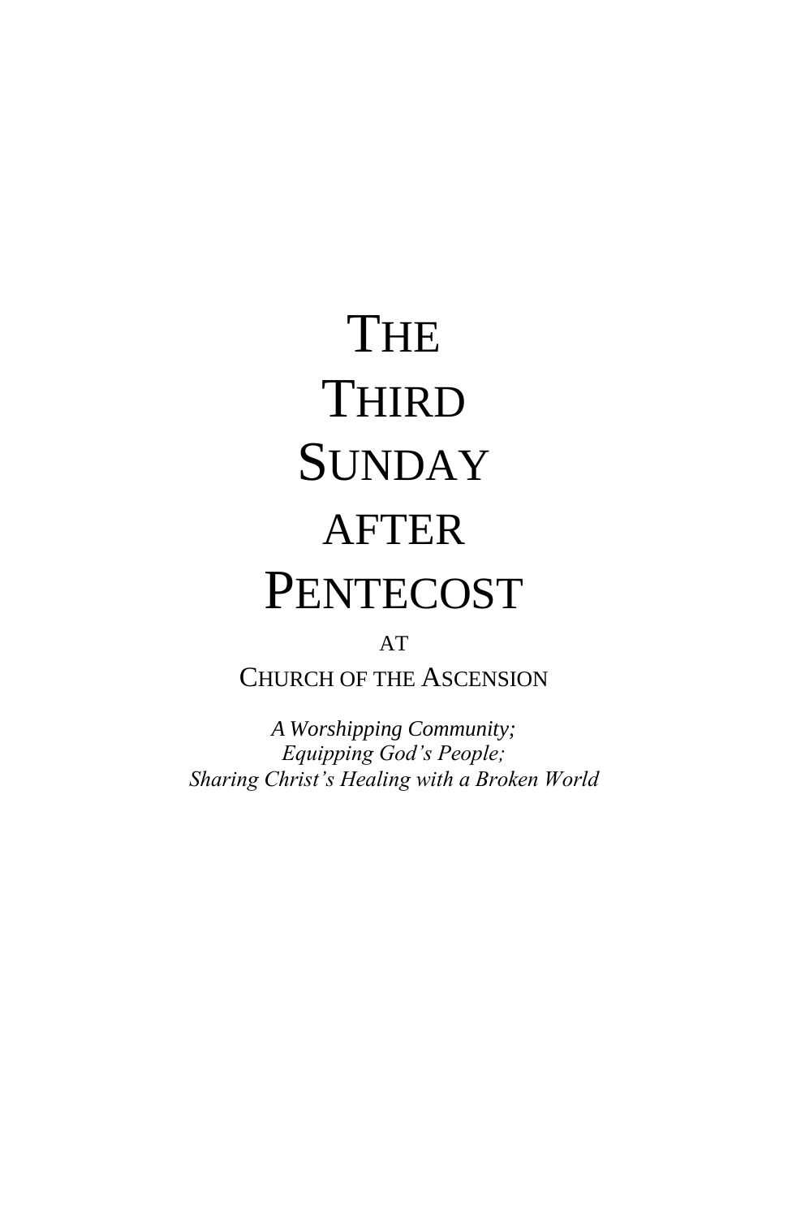# The Third Sunday after Pentecost

at

Church of the Ascension

*A Worshipping Community;*
*Equipping God's People;*
*Sharing Christ's Healing with a Broken World*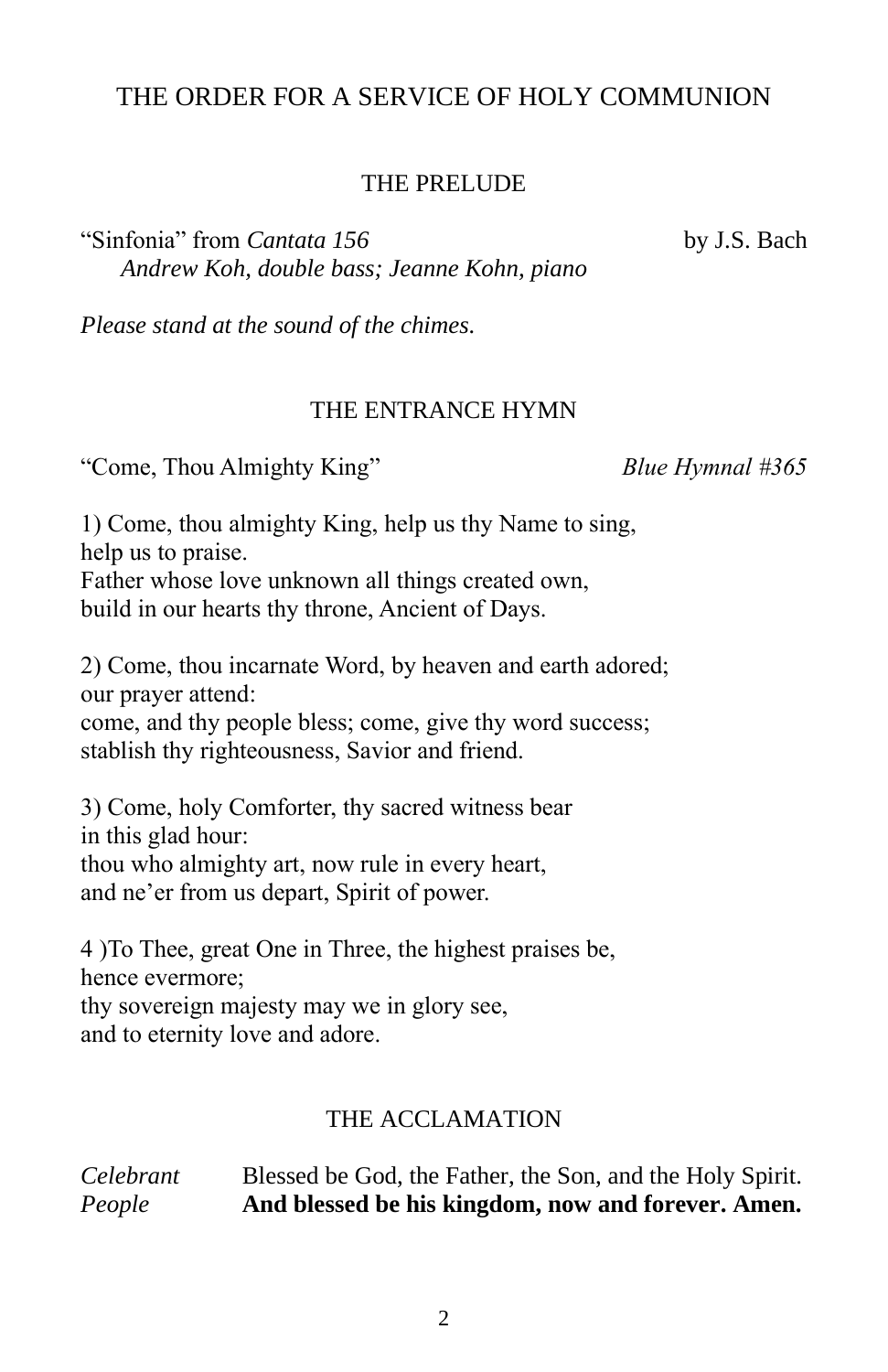# THE ORDER FOR A SERVICE OF HOLY COMMUNION

## THE PRELUDE

"Sinfonia" from *Cantata 156* by J.S. Bach
*Andrew Koh, double bass; Jeanne Kohn, piano*

*Please stand at the sound of the chimes.*

## THE ENTRANCE HYMN

"Come, Thou Almighty King" *Blue Hymnal #365*

1) Come, thou almighty King, help us thy Name to sing,
help us to praise.
Father whose love unknown all things created own,
build in our hearts thy throne, Ancient of Days.

2) Come, thou incarnate Word, by heaven and earth adored;
our prayer attend:
come, and thy people bless; come, give thy word success;
stablish thy righteousness, Savior and friend.

3) Come, holy Comforter, thy sacred witness bear
in this glad hour:
thou who almighty art, now rule in every heart,
and ne'er from us depart, Spirit of power.

4 )To Thee, great One in Three, the highest praises be,
hence evermore;
thy sovereign majesty may we in glory see,
and to eternity love and adore.

## THE ACCLAMATION

*Celebrant* Blessed be God, the Father, the Son, and the Holy Spirit.
*People* **And blessed be his kingdom, now and forever. Amen.**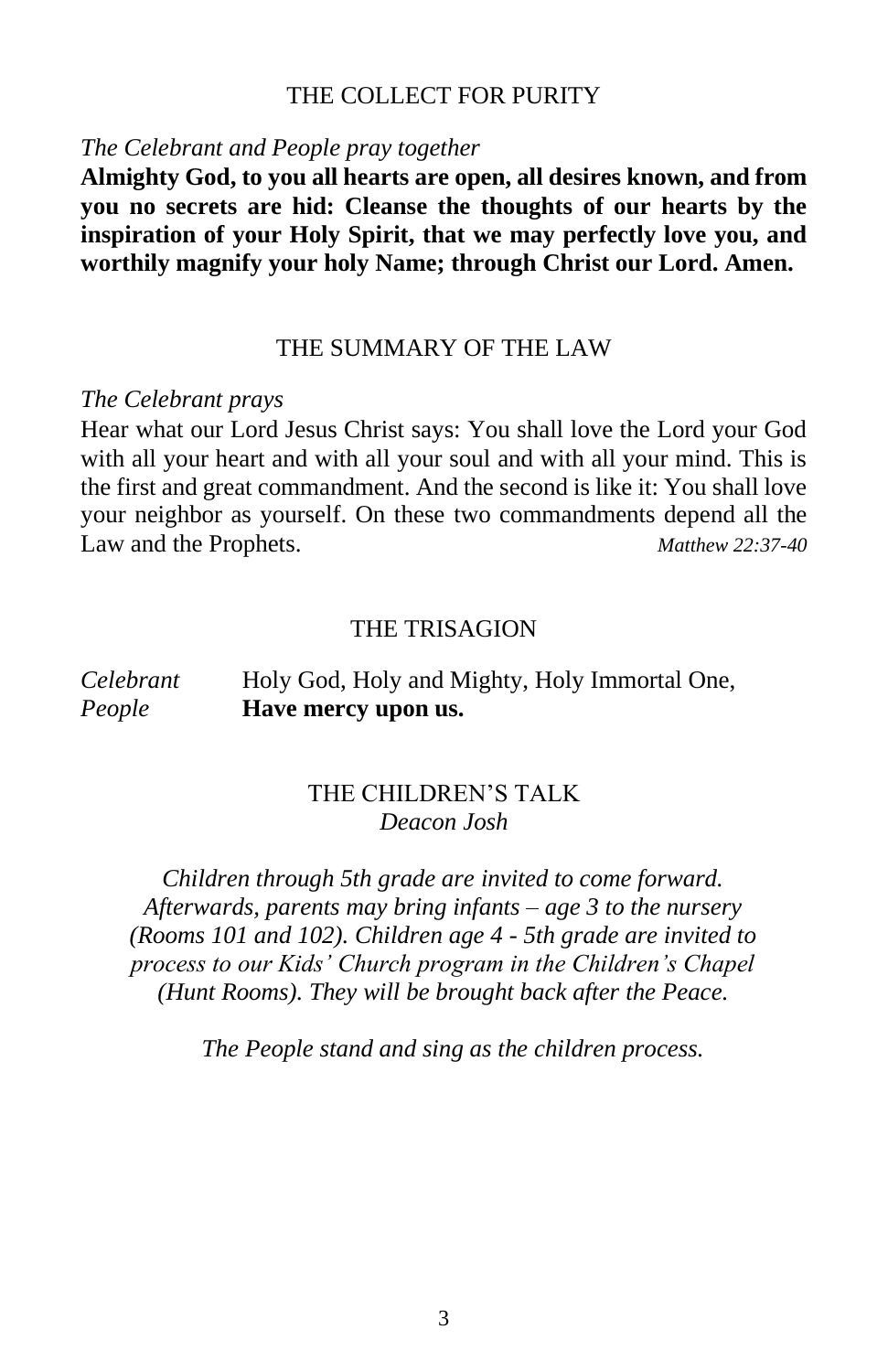## THE COLLECT FOR PURITY

*The Celebrant and People pray together*

**Almighty God, to you all hearts are open, all desires known, and from you no secrets are hid: Cleanse the thoughts of our hearts by the inspiration of your Holy Spirit, that we may perfectly love you, and worthily magnify your holy Name; through Christ our Lord. Amen.**

## THE SUMMARY OF THE LAW

*The Celebrant prays*

Hear what our Lord Jesus Christ says: You shall love the Lord your God with all your heart and with all your soul and with all your mind. This is the first and great commandment. And the second is like it: You shall love your neighbor as yourself. On these two commandments depend all the Law and the Prophets. *Matthew 22:37-40*

## THE TRISAGION

*Celebrant* Holy God, Holy and Mighty, Holy Immortal One,
*People* **Have mercy upon us.**

## THE CHILDREN'S TALK

*Deacon Josh*

*Children through 5th grade are invited to come forward. Afterwards, parents may bring infants – age 3 to the nursery (Rooms 101 and 102). Children age 4 - 5th grade are invited to process to our Kids' Church program in the Children's Chapel (Hunt Rooms). They will be brought back after the Peace.*

*The People stand and sing as the children process.*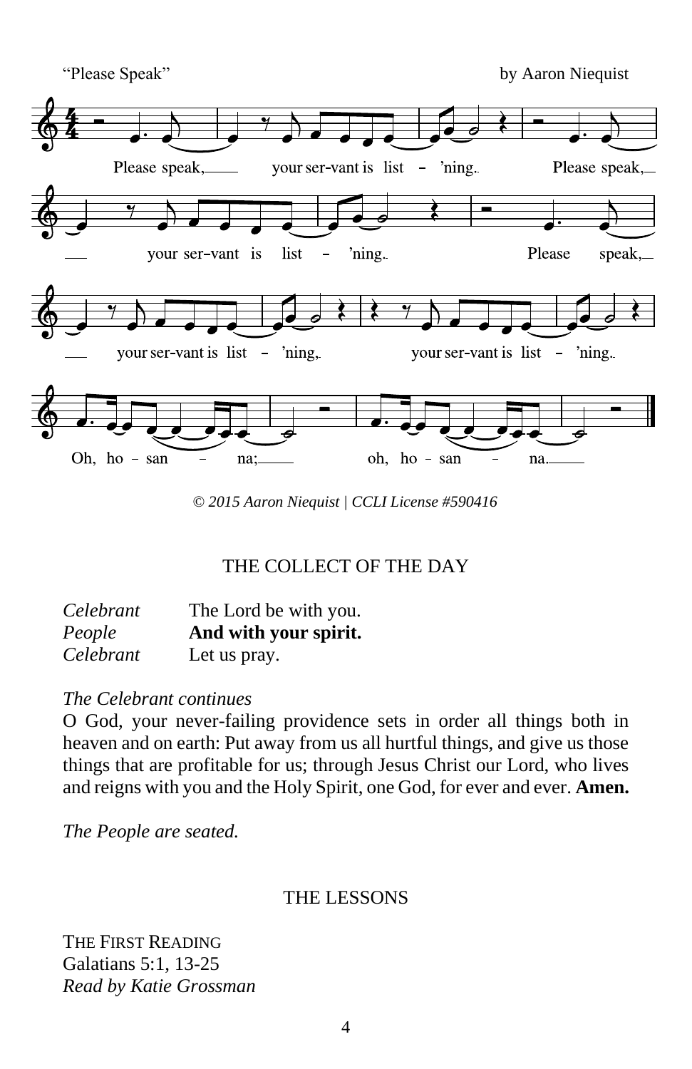"Please Speak" by Aaron Niequist

Please speak, your ser-vant is list – 'ning. Please speak, your ser-vant is list – 'ning. Please speak, your ser-vant is list – 'ning, your ser-vant is list – 'ning. Oh, ho – san – na; oh, ho – san – na.

*© 2015 Aaron Niequist | CCLI License #590416*

## THE COLLECT OF THE DAY

*Celebrant* The Lord be with you.
*People* **And with your spirit.**
*Celebrant* Let us pray.

*The Celebrant continues*
O God, your never-failing providence sets in order all things both in heaven and on earth: Put away from us all hurtful things, and give us those things that are profitable for us; through Jesus Christ our Lord, who lives and reigns with you and the Holy Spirit, one God, for ever and ever. **Amen.**

*The People are seated.*

## THE LESSONS

THE FIRST READING
Galatians 5:1, 13-25
*Read by Katie Grossman*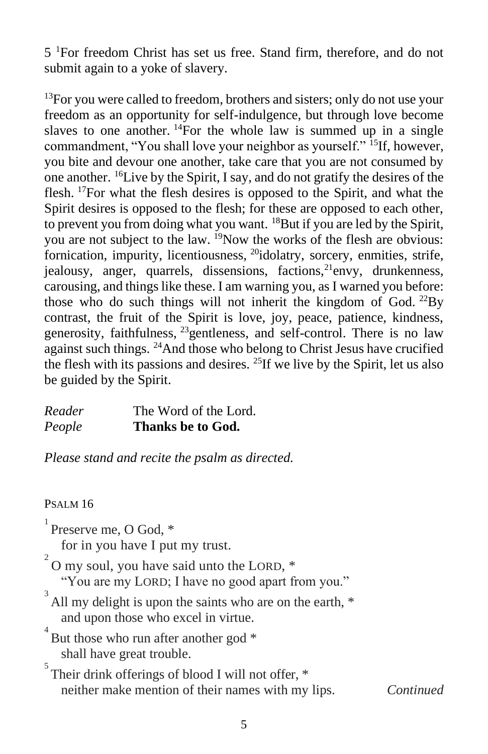5 [1]For freedom Christ has set us free. Stand firm, therefore, and do not submit again to a yoke of slavery.

[13]For you were called to freedom, brothers and sisters; only do not use your freedom as an opportunity for self-indulgence, but through love become slaves to one another. [14]For the whole law is summed up in a single commandment, "You shall love your neighbor as yourself." [15]If, however, you bite and devour one another, take care that you are not consumed by one another. [16]Live by the Spirit, I say, and do not gratify the desires of the flesh. [17]For what the flesh desires is opposed to the Spirit, and what the Spirit desires is opposed to the flesh; for these are opposed to each other, to prevent you from doing what you want. [18]But if you are led by the Spirit, you are not subject to the law. [19]Now the works of the flesh are obvious: fornication, impurity, licentiousness, [20]idolatry, sorcery, enmities, strife, jealousy, anger, quarrels, dissensions, factions,[21]envy, drunkenness, carousing, and things like these. I am warning you, as I warned you before: those who do such things will not inherit the kingdom of God. [22]By contrast, the fruit of the Spirit is love, joy, peace, patience, kindness, generosity, faithfulness, [23]gentleness, and self-control. There is no law against such things. [24]And those who belong to Christ Jesus have crucified the flesh with its passions and desires. [25]If we live by the Spirit, let us also be guided by the Spirit.

*Reader* The Word of the Lord.
*People* **Thanks be to God.**

*Please stand and recite the psalm as directed.*

PSALM 16

[1] Preserve me, O God, *
  for in you have I put my trust.

[2] O my soul, you have said unto the LORD, *
  "You are my LORD; I have no good apart from you."

[3] All my delight is upon the saints who are on the earth, *
  and upon those who excel in virtue.

[4] But those who run after another god *
  shall have great trouble.

[5] Their drink offerings of blood I will not offer, *
  neither make mention of their names with my lips.

*Continued*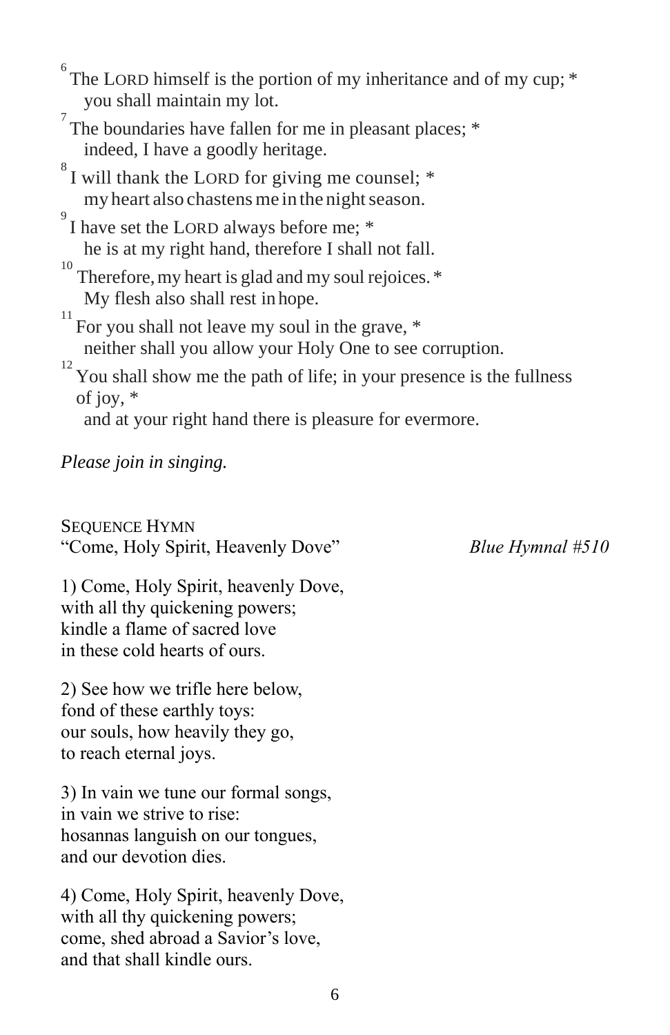[6] The LORD himself is the portion of my inheritance and of my cup; *
you shall maintain my lot.

[7] The boundaries have fallen for me in pleasant places; *
indeed, I have a goodly heritage.

[8] I will thank the LORD for giving me counsel; *
my heart also chastens me in the night season.

[9] I have set the LORD always before me; *
he is at my right hand, therefore I shall not fall.

[10] Therefore, my heart is glad and my soul rejoices. *
My flesh also shall rest in hope.

[11] For you shall not leave my soul in the grave, *
neither shall you allow your Holy One to see corruption.

[12] You shall show me the path of life; in your presence is the fullness of joy, *
and at your right hand there is pleasure for evermore.

*Please join in singing.*

SEQUENCE HYMN
"Come, Holy Spirit, Heavenly Dove" *Blue Hymnal #510*

1) Come, Holy Spirit, heavenly Dove,
with all thy quickening powers;
kindle a flame of sacred love
in these cold hearts of ours.

2) See how we trifle here below,
fond of these earthly toys:
our souls, how heavily they go,
to reach eternal joys.

3) In vain we tune our formal songs,
in vain we strive to rise:
hosannas languish on our tongues,
and our devotion dies.

4) Come, Holy Spirit, heavenly Dove,
with all thy quickening powers;
come, shed abroad a Savior's love,
and that shall kindle ours.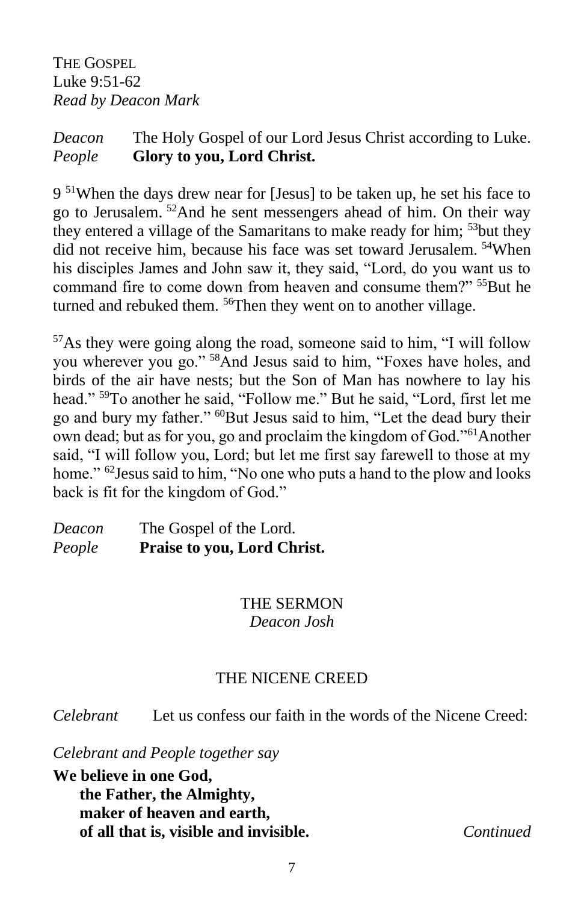THE GOSPEL
Luke 9:51-62
*Read by Deacon Mark*

*Deacon* The Holy Gospel of our Lord Jesus Christ according to Luke.
*People* **Glory to you, Lord Christ.**

9 [51]When the days drew near for [Jesus] to be taken up, he set his face to go to Jerusalem. [52]And he sent messengers ahead of him. On their way they entered a village of the Samaritans to make ready for him; [53]but they did not receive him, because his face was set toward Jerusalem. [54]When his disciples James and John saw it, they said, "Lord, do you want us to command fire to come down from heaven and consume them?" [55]But he turned and rebuked them. [56]Then they went on to another village.

[57]As they were going along the road, someone said to him, "I will follow you wherever you go." [58]And Jesus said to him, "Foxes have holes, and birds of the air have nests; but the Son of Man has nowhere to lay his head." [59]To another he said, "Follow me." But he said, "Lord, first let me go and bury my father." [60]But Jesus said to him, "Let the dead bury their own dead; but as for you, go and proclaim the kingdom of God."[61]Another said, "I will follow you, Lord; but let me first say farewell to those at my home." [62]Jesus said to him, "No one who puts a hand to the plow and looks back is fit for the kingdom of God."

*Deacon* The Gospel of the Lord.
*People* **Praise to you, Lord Christ.**

THE SERMON
*Deacon Josh*

THE NICENE CREED

*Celebrant* Let us confess our faith in the words of the Nicene Creed:

*Celebrant and People together say*

**We believe in one God,**
**the Father, the Almighty,**
**maker of heaven and earth,**
**of all that is, visible and invisible.**

*Continued*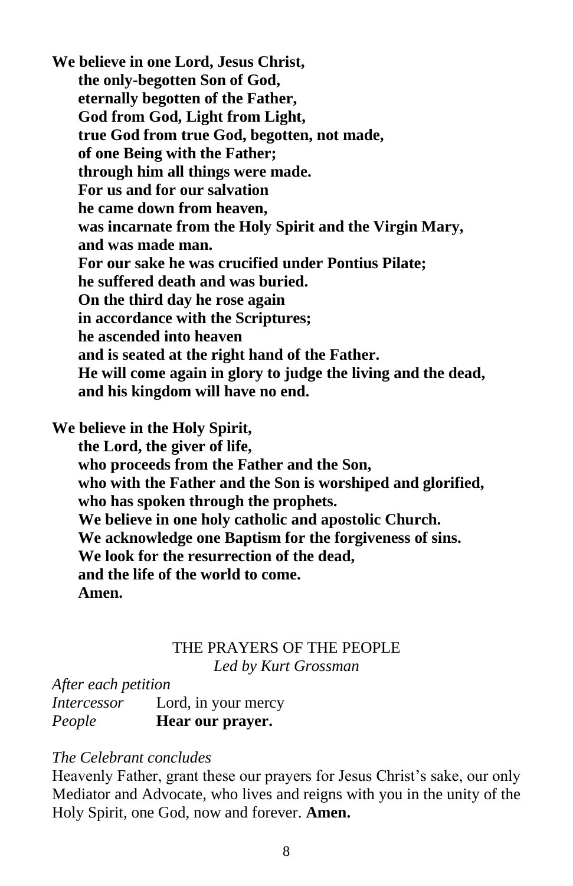**We believe in one Lord, Jesus Christ,**
**the only-begotten Son of God,**
**eternally begotten of the Father,**
**God from God, Light from Light,**
**true God from true God, begotten, not made,**
**of one Being with the Father;**
**through him all things were made.**
**For us and for our salvation**
**he came down from heaven,**
**was incarnate from the Holy Spirit and the Virgin Mary,**
**and was made man.**
**For our sake he was crucified under Pontius Pilate;**
**he suffered death and was buried.**
**On the third day he rose again**
**in accordance with the Scriptures;**
**he ascended into heaven**
**and is seated at the right hand of the Father.**
**He will come again in glory to judge the living and the dead,**
**and his kingdom will have no end.**

**We believe in the Holy Spirit,**
**the Lord, the giver of life,**
**who proceeds from the Father and the Son,**
**who with the Father and the Son is worshiped and glorified,**
**who has spoken through the prophets.**
**We believe in one holy catholic and apostolic Church.**
**We acknowledge one Baptism for the forgiveness of sins.**
**We look for the resurrection of the dead,**
**and the life of the world to come.**
**Amen.**

## THE PRAYERS OF THE PEOPLE

*Led by Kurt Grossman*

*After each petition*
*Intercessor* Lord, in your mercy
*People* **Hear our prayer.**

*The Celebrant concludes*
Heavenly Father, grant these our prayers for Jesus Christ's sake, our only Mediator and Advocate, who lives and reigns with you in the unity of the Holy Spirit, one God, now and forever. **Amen.**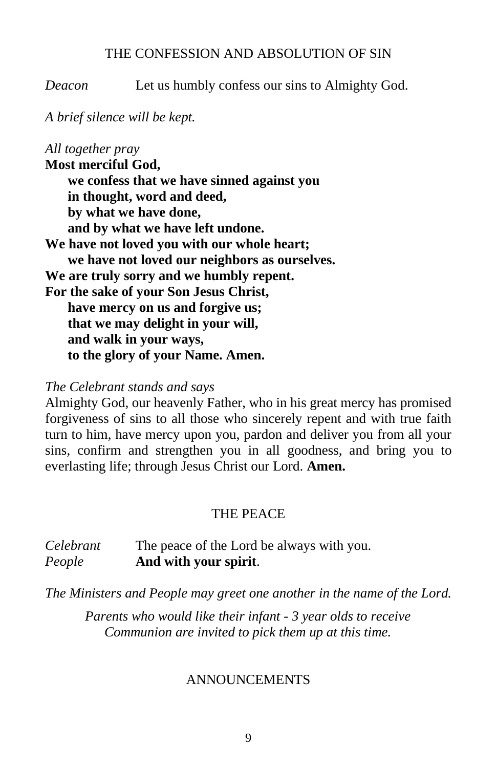## THE CONFESSION AND ABSOLUTION OF SIN

*Deacon* Let us humbly confess our sins to Almighty God.

*A brief silence will be kept.*

*All together pray*

**Most merciful God,**
**we confess that we have sinned against you**
**in thought, word and deed,**
**by what we have done,**
**and by what we have left undone.**
**We have not loved you with our whole heart;**
**we have not loved our neighbors as ourselves.**
**We are truly sorry and we humbly repent.**
**For the sake of your Son Jesus Christ,**
**have mercy on us and forgive us;**
**that we may delight in your will,**
**and walk in your ways,**
**to the glory of your Name. Amen.**

*The Celebrant stands and says*

Almighty God, our heavenly Father, who in his great mercy has promised forgiveness of sins to all those who sincerely repent and with true faith turn to him, have mercy upon you, pardon and deliver you from all your sins, confirm and strengthen you in all goodness, and bring you to everlasting life; through Jesus Christ our Lord. **Amen.**

## THE PEACE

*Celebrant* The peace of the Lord be always with you.
*People* **And with your spirit**.

*The Ministers and People may greet one another in the name of the Lord.*

*Parents who would like their infant - 3 year olds to receive Communion are invited to pick them up at this time.*

## ANNOUNCEMENTS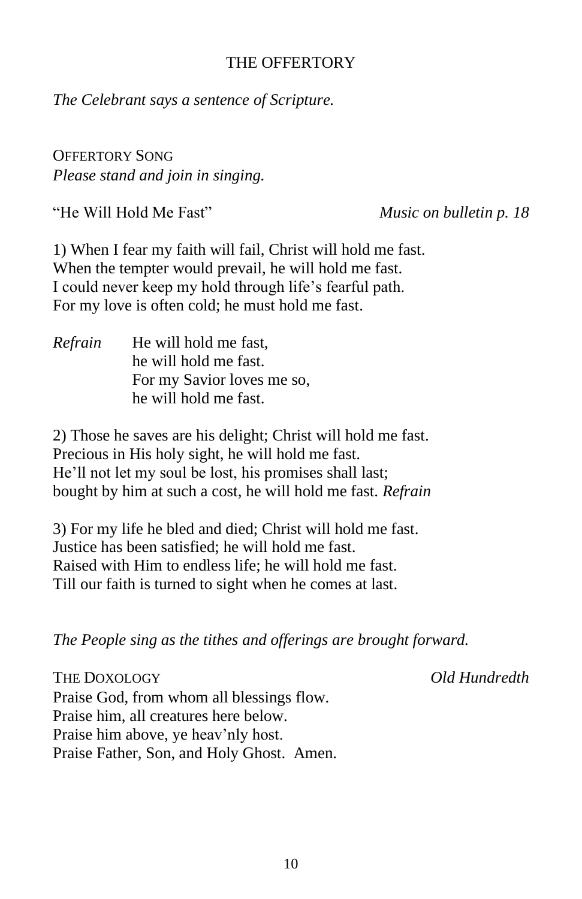## THE OFFERTORY

*The Celebrant says a sentence of Scripture.*

OFFERTORY SONG
*Please stand and join in singing.*

"He Will Hold Me Fast" *Music on bulletin p. 18*

1) When I fear my faith will fail, Christ will hold me fast.
When the tempter would prevail, he will hold me fast.
I could never keep my hold through life's fearful path.
For my love is often cold; he must hold me fast.

*Refrain* He will hold me fast,
he will hold me fast.
For my Savior loves me so,
he will hold me fast.

2) Those he saves are his delight; Christ will hold me fast.
Precious in His holy sight, he will hold me fast.
He'll not let my soul be lost, his promises shall last;
bought by him at such a cost, he will hold me fast. *Refrain*

3) For my life he bled and died; Christ will hold me fast.
Justice has been satisfied; he will hold me fast.
Raised with Him to endless life; he will hold me fast.
Till our faith is turned to sight when he comes at last.

*The People sing as the tithes and offerings are brought forward.*

THE DOXOLOGY *Old Hundredth*
Praise God, from whom all blessings flow.
Praise him, all creatures here below.
Praise him above, ye heav'nly host.
Praise Father, Son, and Holy Ghost. Amen.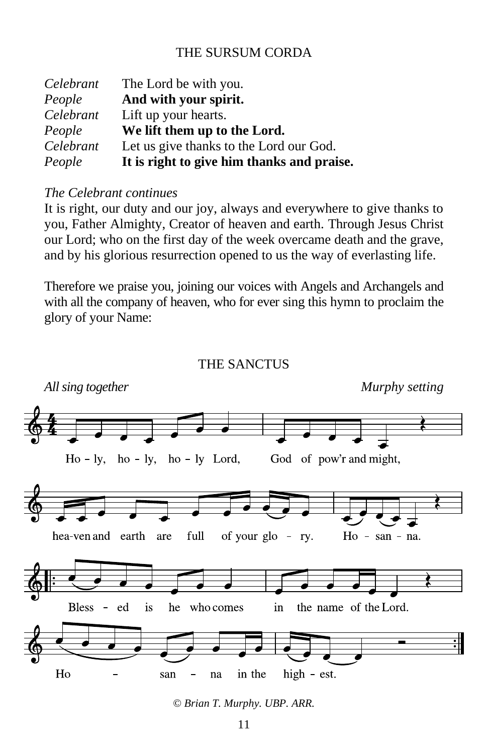## THE SURSUM CORDA

*Celebrant* The Lord be with you.
*People* **And with your spirit.**
*Celebrant* Lift up your hearts.
*People* **We lift them up to the Lord.**
*Celebrant* Let us give thanks to the Lord our God.
*People* **It is right to give him thanks and praise.**

*The Celebrant continues*
It is right, our duty and our joy, always and everywhere to give thanks to you, Father Almighty, Creator of heaven and earth. Through Jesus Christ our Lord; who on the first day of the week overcame death and the grave, and by his glorious resurrection opened to us the way of everlasting life.

Therefore we praise you, joining our voices with Angels and Archangels and with all the company of heaven, who for ever sing this hymn to proclaim the glory of your Name:

## THE SANCTUS

*All sing together* *Murphy setting*

Ho - ly, ho - ly, ho - ly Lord, God of pow'r and might,
hea-ven and earth are full of your glo - ry. Ho - san - na.
Bless - ed is he who comes in the name of the Lord.
Ho - san - na in the high - est.

*© Brian T. Murphy. UBP. ARR.*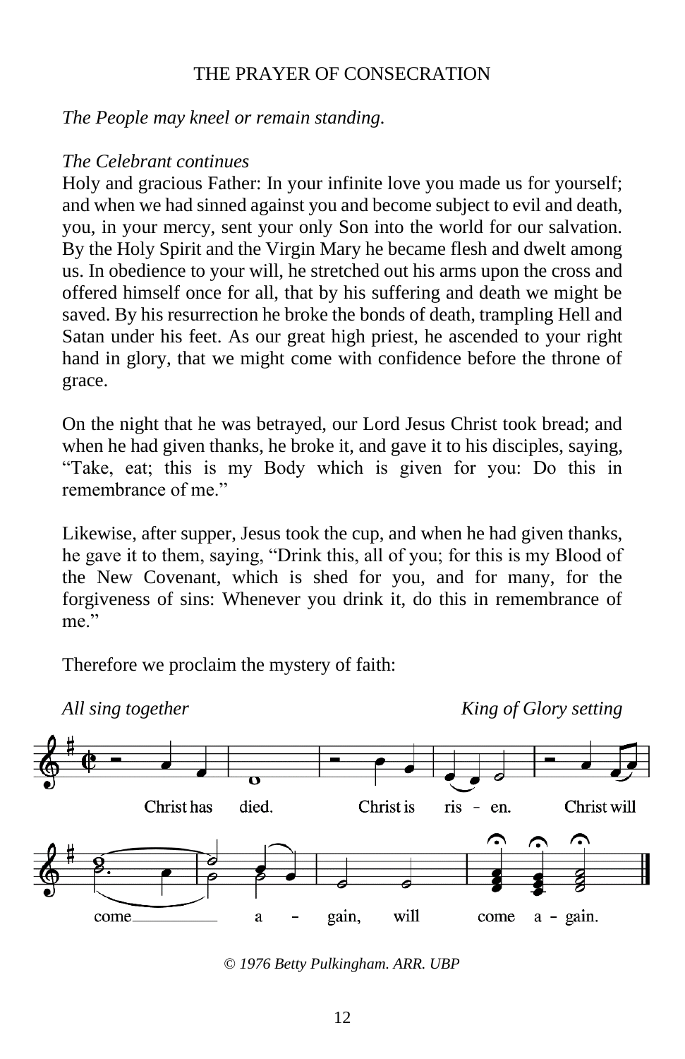THE PRAYER OF CONSECRATION

*The People may kneel or remain standing.*

*The Celebrant continues*
Holy and gracious Father: In your infinite love you made us for yourself; and when we had sinned against you and become subject to evil and death, you, in your mercy, sent your only Son into the world for our salvation. By the Holy Spirit and the Virgin Mary he became flesh and dwelt among us. In obedience to your will, he stretched out his arms upon the cross and offered himself once for all, that by his suffering and death we might be saved. By his resurrection he broke the bonds of death, trampling Hell and Satan under his feet. As our great high priest, he ascended to your right hand in glory, that we might come with confidence before the throne of grace.

On the night that he was betrayed, our Lord Jesus Christ took bread; and when he had given thanks, he broke it, and gave it to his disciples, saying, "Take, eat; this is my Body which is given for you: Do this in remembrance of me."

Likewise, after supper, Jesus took the cup, and when he had given thanks, he gave it to them, saying, "Drink this, all of you; for this is my Blood of the New Covenant, which is shed for you, and for many, for the forgiveness of sins: Whenever you drink it, do this in remembrance of me."

Therefore we proclaim the mystery of faith:

*All sing together* *King of Glory setting*

Christ has died. Christ is ris - en. Christ will come a - gain, will come a - gain.

*© 1976 Betty Pulkingham. ARR. UBP*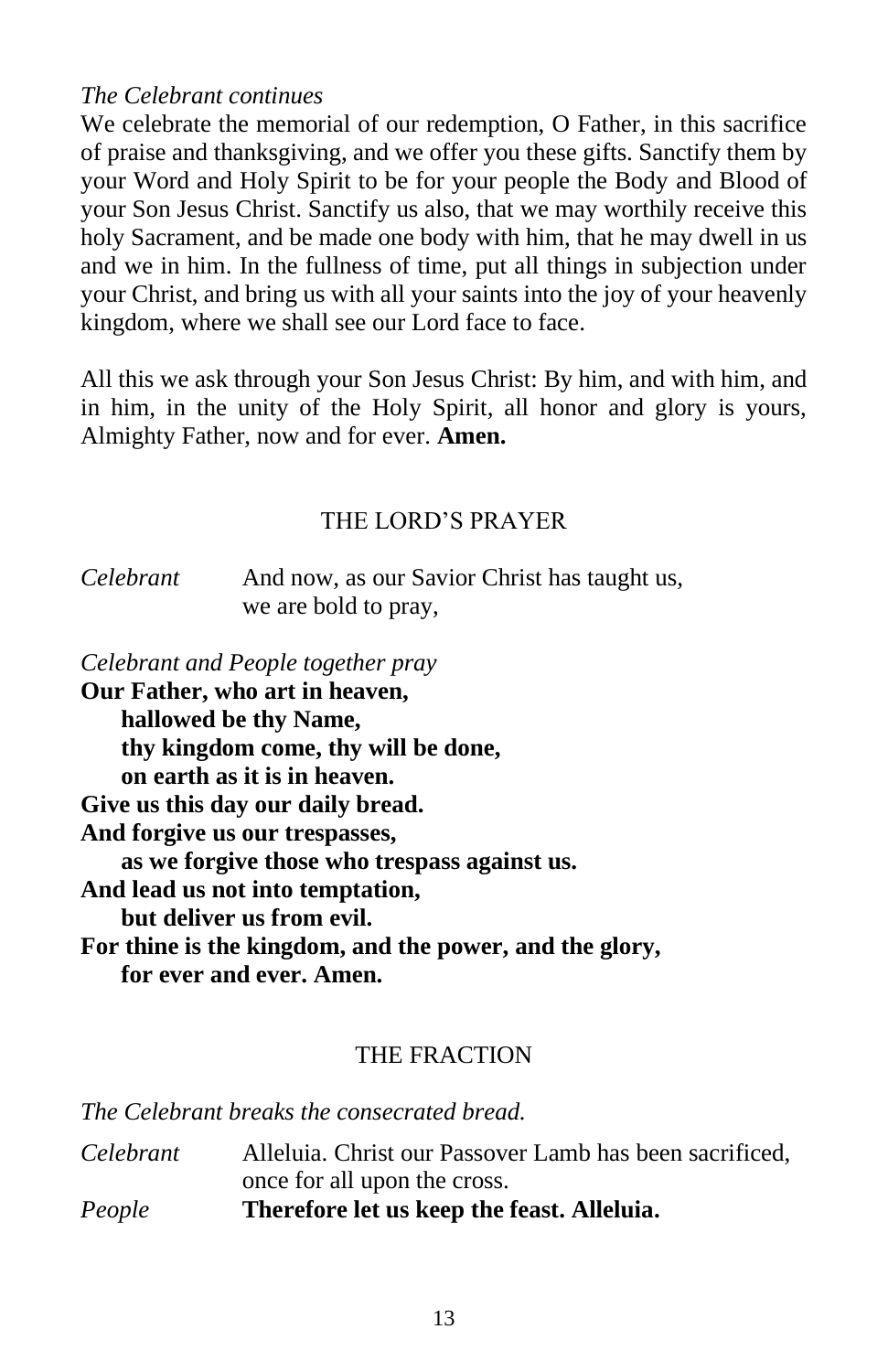*The Celebrant continues*

We celebrate the memorial of our redemption, O Father, in this sacrifice of praise and thanksgiving, and we offer you these gifts. Sanctify them by your Word and Holy Spirit to be for your people the Body and Blood of your Son Jesus Christ. Sanctify us also, that we may worthily receive this holy Sacrament, and be made one body with him, that he may dwell in us and we in him. In the fullness of time, put all things in subjection under your Christ, and bring us with all your saints into the joy of your heavenly kingdom, where we shall see our Lord face to face.

All this we ask through your Son Jesus Christ: By him, and with him, and in him, in the unity of the Holy Spirit, all honor and glory is yours, Almighty Father, now and for ever. **Amen.**

## THE LORD'S PRAYER

*Celebrant* And now, as our Savior Christ has taught us,
we are bold to pray,

*Celebrant and People together pray*

**Our Father, who art in heaven,**
**hallowed be thy Name,**
**thy kingdom come, thy will be done,**
**on earth as it is in heaven.**
**Give us this day our daily bread.**
**And forgive us our trespasses,**
**as we forgive those who trespass against us.**
**And lead us not into temptation,**
**but deliver us from evil.**
**For thine is the kingdom, and the power, and the glory,**
**for ever and ever. Amen.**

## THE FRACTION

*The Celebrant breaks the consecrated bread.*

*Celebrant* Alleluia. Christ our Passover Lamb has been sacrificed,
once for all upon the cross.

*People* **Therefore let us keep the feast. Alleluia.**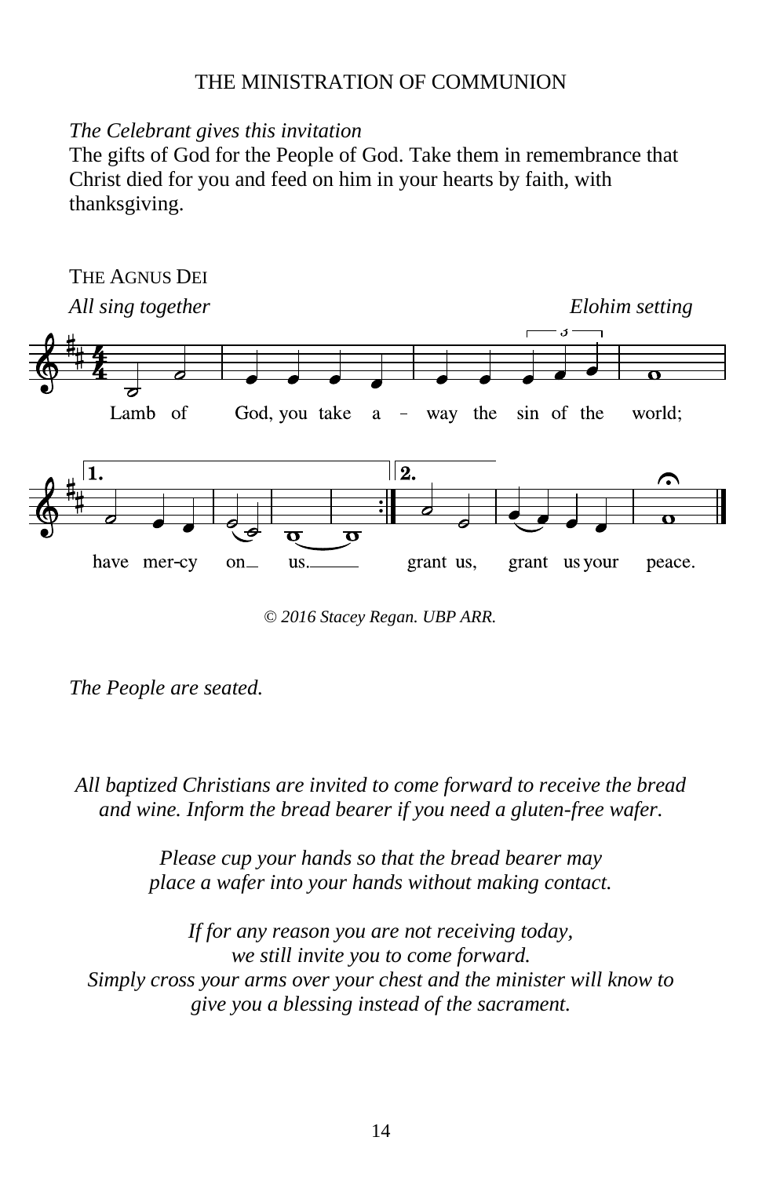THE MINISTRATION OF COMMUNION

*The Celebrant gives this invitation*
The gifts of God for the People of God. Take them in remembrance that Christ died for you and feed on him in your hearts by faith, with thanksgiving.

THE AGNUS DEI

*All sing together* *Elohim setting*

Lamb of God, you take a - way the sin of the world;

1. have mer-cy on us.

2. grant us, grant us your peace.

*© 2016 Stacey Regan. UBP ARR.*

*The People are seated.*

*All baptized Christians are invited to come forward to receive the bread and wine. Inform the bread bearer if you need a gluten-free wafer.*

*Please cup your hands so that the bread bearer may place a wafer into your hands without making contact.*

*If for any reason you are not receiving today, we still invite you to come forward. Simply cross your arms over your chest and the minister will know to give you a blessing instead of the sacrament.*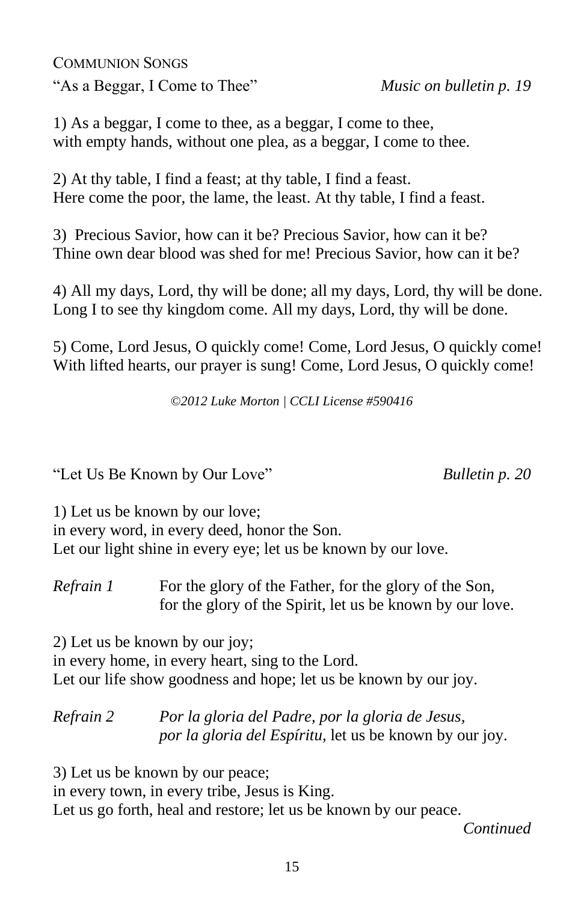## COMMUNION SONGS

"As a Beggar, I Come to Thee" *Music on bulletin p. 19*

1) As a beggar, I come to thee, as a beggar, I come to thee,
with empty hands, without one plea, as a beggar, I come to thee.

2) At thy table, I find a feast; at thy table, I find a feast.
Here come the poor, the lame, the least. At thy table, I find a feast.

3) Precious Savior, how can it be? Precious Savior, how can it be?
Thine own dear blood was shed for me! Precious Savior, how can it be?

4) All my days, Lord, thy will be done; all my days, Lord, thy will be done.
Long I to see thy kingdom come. All my days, Lord, thy will be done.

5) Come, Lord Jesus, O quickly come! Come, Lord Jesus, O quickly come!
With lifted hearts, our prayer is sung! Come, Lord Jesus, O quickly come!

*©2012 Luke Morton | CCLI License #590416*

"Let Us Be Known by Our Love" *Bulletin p. 20*

1) Let us be known by our love;
in every word, in every deed, honor the Son.
Let our light shine in every eye; let us be known by our love.

*Refrain 1* For the glory of the Father, for the glory of the Son,
for the glory of the Spirit, let us be known by our love.

2) Let us be known by our joy;
in every home, in every heart, sing to the Lord.
Let our life show goodness and hope; let us be known by our joy.

*Refrain 2* *Por la gloria del Padre, por la gloria de Jesus,*
*por la gloria del Espíritu,* let us be known by our joy.

3) Let us be known by our peace;
in every town, in every tribe, Jesus is King.
Let us go forth, heal and restore; let us be known by our peace.

*Continued*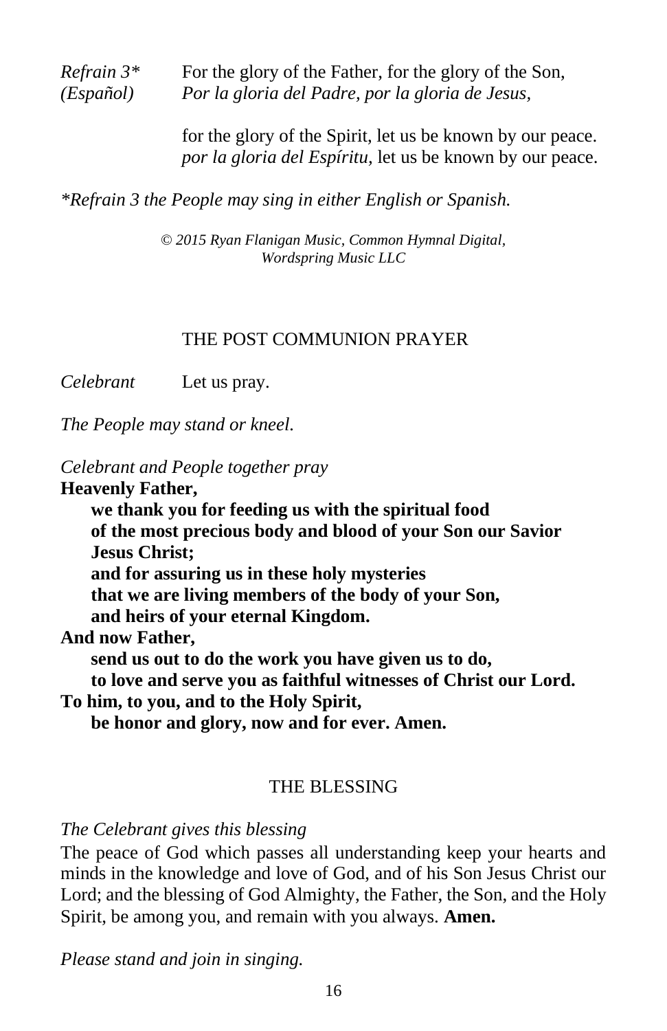*Refrain 3** For the glory of the Father, for the glory of the Son,
*(Español)* *Por la gloria del Padre, por la gloria de Jesus,*

for the glory of the Spirit, let us be known by our peace.
*por la gloria del Espíritu,* let us be known by our peace.

**Refrain 3 the People may sing in either English or Spanish.*

*© 2015 Ryan Flanigan Music, Common Hymnal Digital, Wordspring Music LLC*

## THE POST COMMUNION PRAYER

*Celebrant* Let us pray.

*The People may stand or kneel.*

*Celebrant and People together pray*

**Heavenly Father,**
**we thank you for feeding us with the spiritual food**
**of the most precious body and blood of your Son our Savior Jesus Christ;**
**and for assuring us in these holy mysteries**
**that we are living members of the body of your Son,**
**and heirs of your eternal Kingdom.**
**And now Father,**
**send us out to do the work you have given us to do,**
**to love and serve you as faithful witnesses of Christ our Lord.**
**To him, to you, and to the Holy Spirit,**
**be honor and glory, now and for ever. Amen.**

## THE BLESSING

*The Celebrant gives this blessing*

The peace of God which passes all understanding keep your hearts and minds in the knowledge and love of God, and of his Son Jesus Christ our Lord; and the blessing of God Almighty, the Father, the Son, and the Holy Spirit, be among you, and remain with you always. **Amen.**

*Please stand and join in singing.*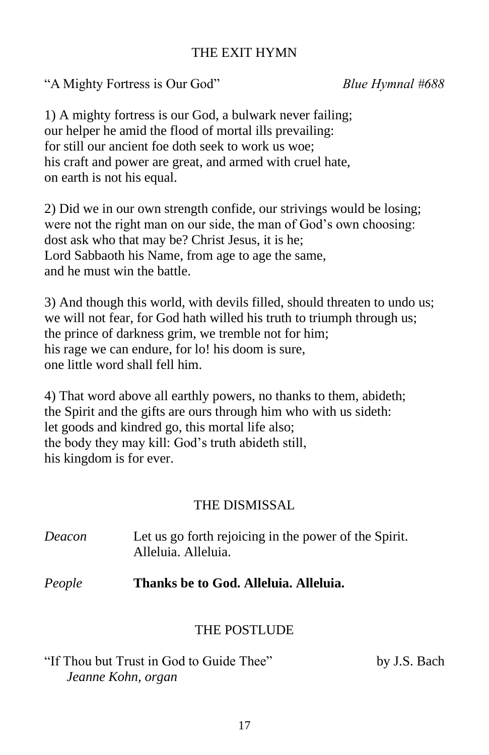## THE EXIT HYMN

“A Mighty Fortress is Our God” *Blue Hymnal #688*

1) A mighty fortress is our God, a bulwark never failing;
our helper he amid the flood of mortal ills prevailing:
for still our ancient foe doth seek to work us woe;
his craft and power are great, and armed with cruel hate,
on earth is not his equal.

2) Did we in our own strength confide, our strivings would be losing;
were not the right man on our side, the man of God’s own choosing:
dost ask who that may be? Christ Jesus, it is he;
Lord Sabbaoth his Name, from age to age the same,
and he must win the battle.

3) And though this world, with devils filled, should threaten to undo us;
we will not fear, for God hath willed his truth to triumph through us;
the prince of darkness grim, we tremble not for him;
his rage we can endure, for lo! his doom is sure,
one little word shall fell him.

4) That word above all earthly powers, no thanks to them, abideth;
the Spirit and the gifts are ours through him who with us sideth:
let goods and kindred go, this mortal life also;
the body they may kill: God’s truth abideth still,
his kingdom is for ever.

## THE DISMISSAL

*Deacon* Let us go forth rejoicing in the power of the Spirit. Alleluia. Alleluia.

*People* **Thanks be to God. Alleluia. Alleluia.**

## THE POSTLUDE

“If Thou but Trust in God to Guide Thee” by J.S. Bach
*Jeanne Kohn, organ*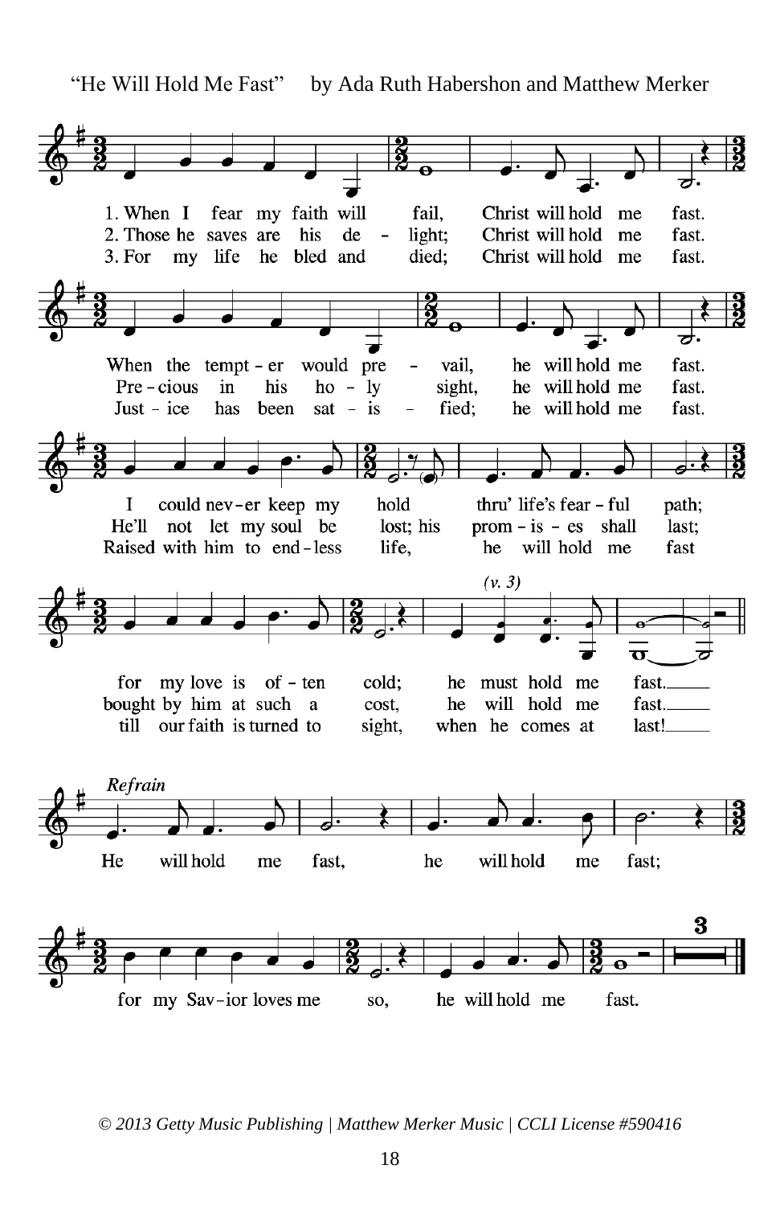"He Will Hold Me Fast" by Ada Ruth Habershon and Matthew Merker

1. When I fear my faith will fail, Christ will hold me fast.
2. Those he saves are his de – light; Christ will hold me fast.
3. For my life he bled and died; Christ will hold me fast.

When the tempt – er would pre – vail, he will hold me fast.
Pre – cious in his ho – ly sight, he will hold me fast.
Just – ice has been sat – is – fied; he will hold me fast.

I could nev – er keep my hold thru' life's fear – ful path;
He'll not let my soul be lost; his prom – is – es shall last;
Raised with him to end – less life, he will hold me fast

*(v. 3)*

for my love is of – ten cold; he must hold me fast.
bought by him at such a cost, he will hold me fast.
till our faith is turned to sight, when he comes at last!

*Refrain*

He will hold me fast, he will hold me fast;
for my Sav – ior loves me so, he will hold me fast.

*© 2013 Getty Music Publishing | Matthew Merker Music | CCLI License #590416*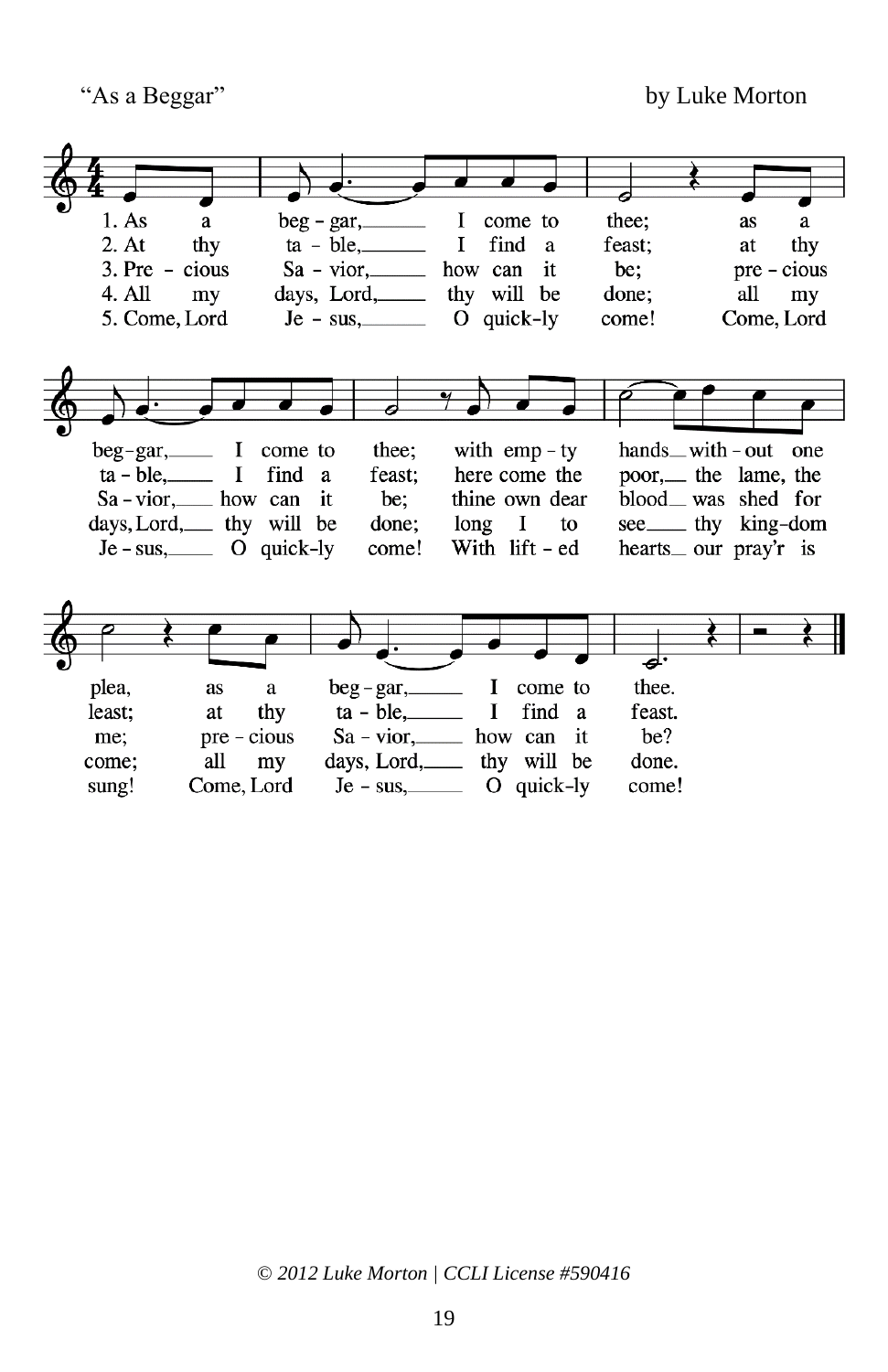"As a Beggar" by Luke Morton

1. As a beg - gar, I come to thee; as a beg - gar, I come to thee; with emp - ty hands with - out one plea, as a beg - gar, I come to thee.

2. At thy ta - ble, I find a feast; at thy ta - ble, I find a feast; here come the poor, the lame, the least; at thy ta - ble, I find a feast.

3. Pre - cious Sa - vior, how can it be; pre - cious Sa - vior, how can it be; thine own dear blood was shed for me; pre - cious Sa - vior, how can it be?

4. All my days, Lord, thy will be done; all my days, Lord, thy will be done; long I to see thy king - dom come; all my days, Lord, thy will be done.

5. Come, Lord Je - sus, O quick - ly come! Come, Lord Je - sus, O quick - ly come! With lift - ed hearts our pray'r is sung! Come, Lord Je - sus, O quick - ly come!

*© 2012 Luke Morton | CCLI License #590416*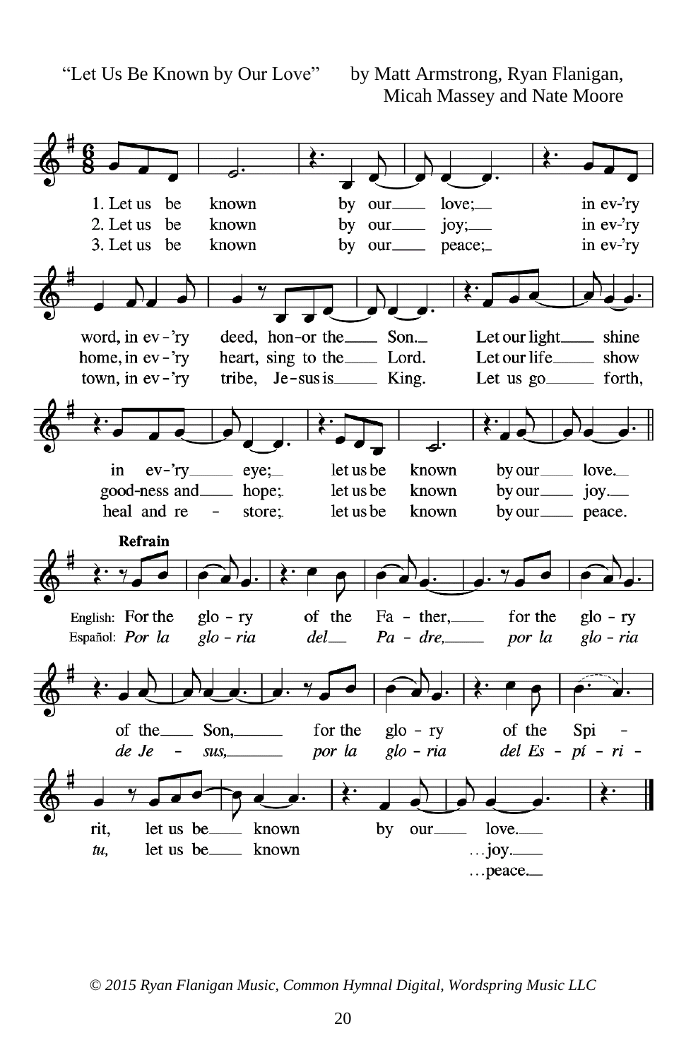“Let Us Be Known by Our Love” by Matt Armstrong, Ryan Flanigan, Micah Massey and Nate Moore

1. Let us be known by our love; in ev-’ry word, in ev-’ry deed, hon-or the Son. Let our light shine in ev-’ry eye; let us be known by our love.

2. Let us be known by our joy; in ev-’ry home, in ev-’ry heart, sing to the Lord. Let our life show good-ness and hope; let us be known by our joy.

3. Let us be known by our peace; in ev-’ry town, in ev-’ry tribe, Je-sus is King. Let us go forth, heal and re-store; let us be known by our peace.

**Refrain**

English: For the glo-ry of the Fa-ther, for the glo-ry of the Son, for the glo-ry of the Spi-rit, let us be known by our love. …joy. …peace.

Español: *Por la glo-ria del Pa-dre, por la glo-ria de Je-sus, por la glo-ria del Es-pí-ri-tu,* let us be known

*© 2015 Ryan Flanigan Music, Common Hymnal Digital, Wordspring Music LLC*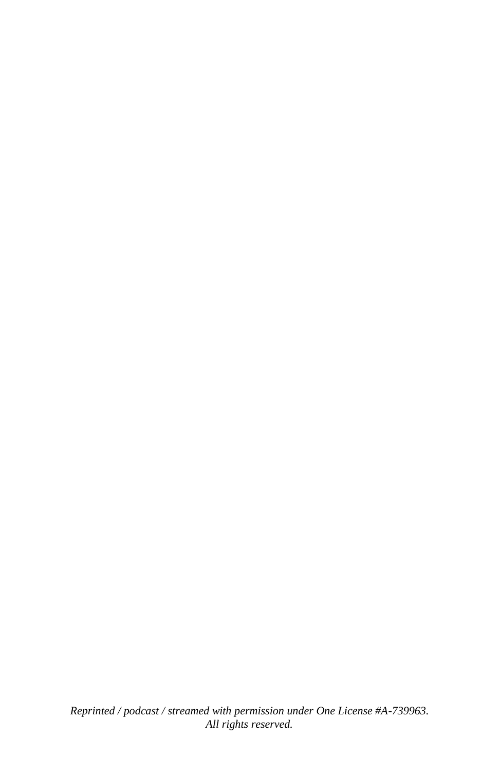*Reprinted / podcast / streamed with permission under One License #A-739963.*
*All rights reserved.*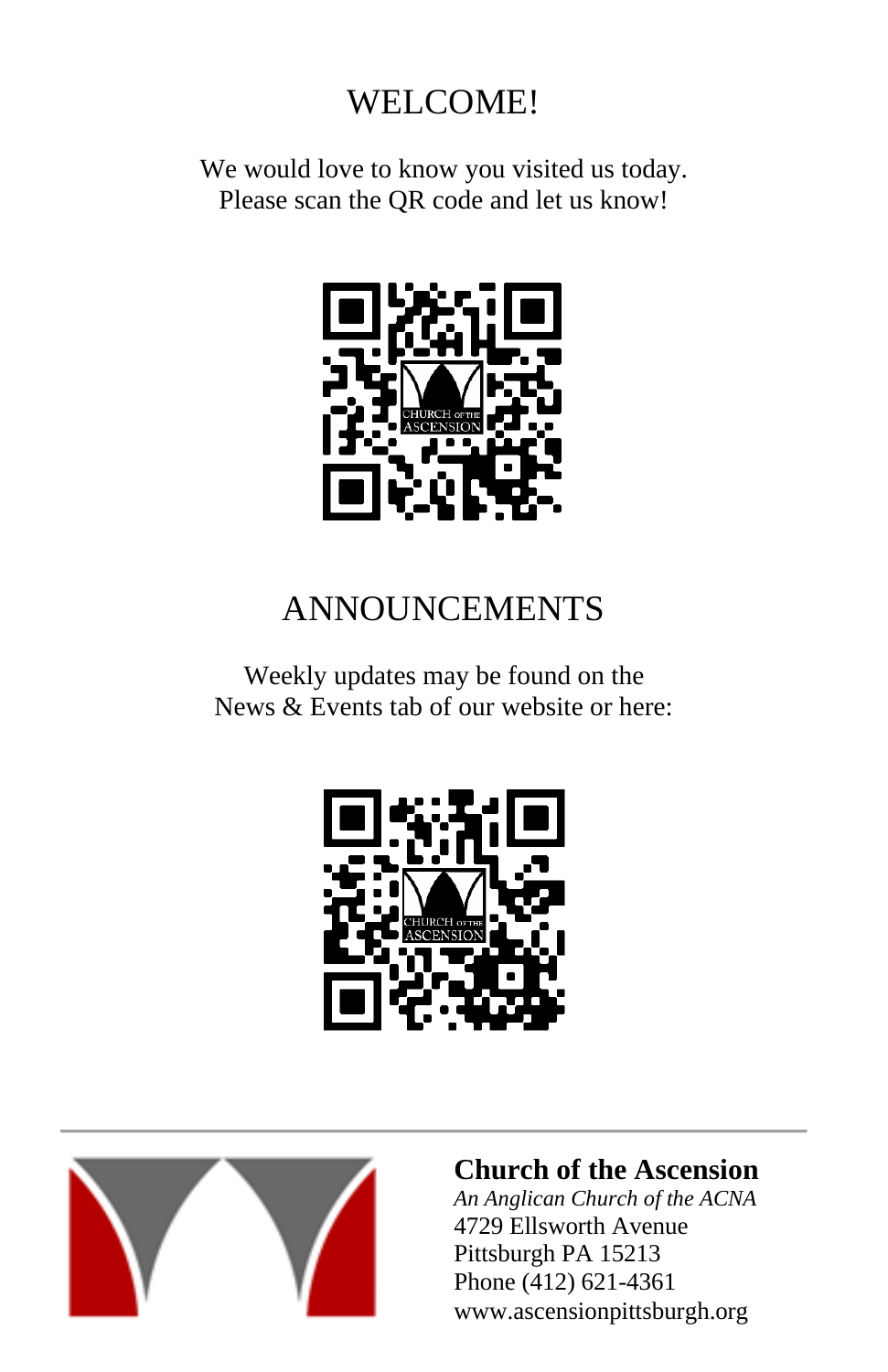# WELCOME!

We would love to know you visited us today.
Please scan the QR code and let us know!

# ANNOUNCEMENTS

Weekly updates may be found on the
News & Events tab of our website or here:

**Church of the Ascension**
*An Anglican Church of the ACNA*
4729 Ellsworth Avenue
Pittsburgh PA 15213
Phone (412) 621-4361
www.ascensionpittsburgh.org